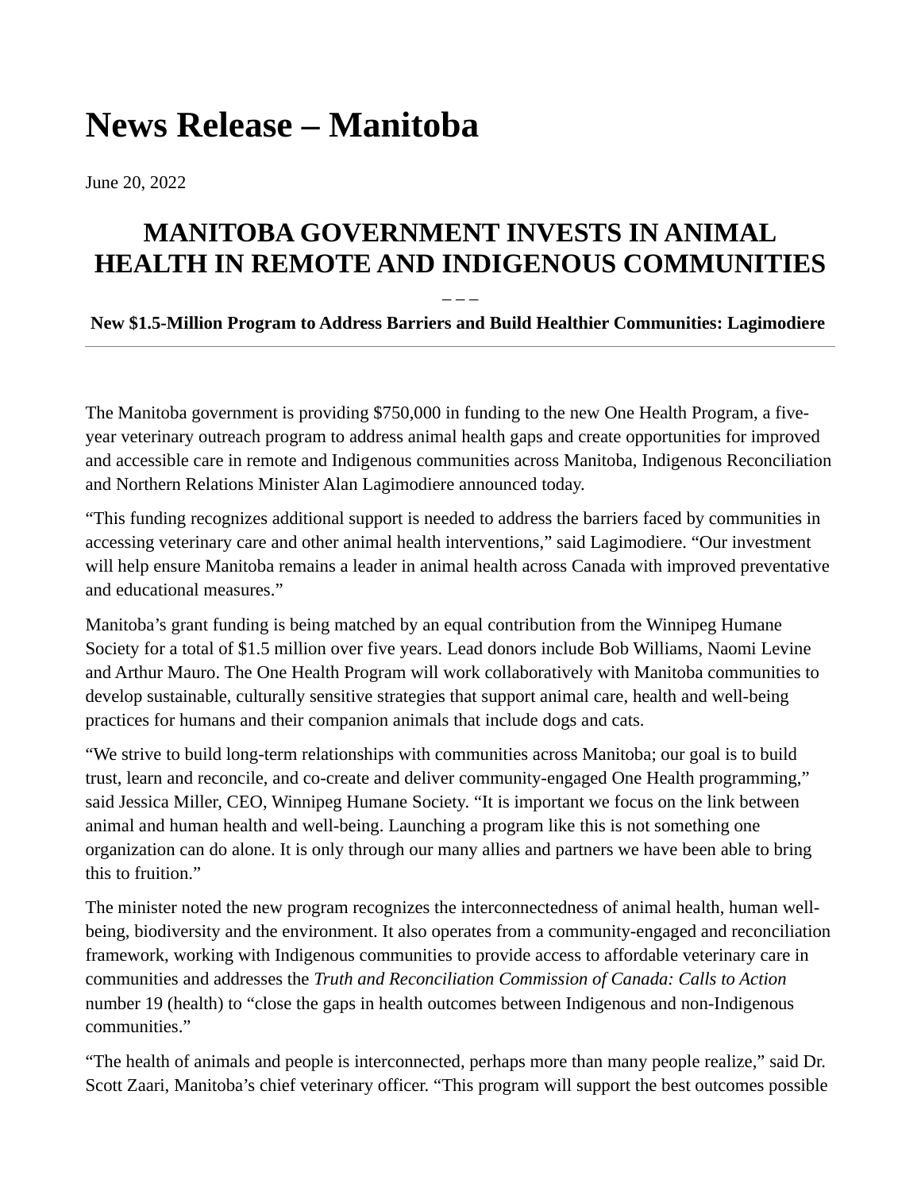# News Release – Manitoba

June 20, 2022

## MANITOBA GOVERNMENT INVESTS IN ANIMAL HEALTH IN REMOTE AND INDIGENOUS COMMUNITIES

– – –

**New $1.5-Million Program to Address Barriers and Build Healthier Communities: Lagimodiere**

---

The Manitoba government is providing $750,000 in funding to the new One Health Program, a five-year veterinary outreach program to address animal health gaps and create opportunities for improved and accessible care in remote and Indigenous communities across Manitoba, Indigenous Reconciliation and Northern Relations Minister Alan Lagimodiere announced today.

"This funding recognizes additional support is needed to address the barriers faced by communities in accessing veterinary care and other animal health interventions," said Lagimodiere. "Our investment will help ensure Manitoba remains a leader in animal health across Canada with improved preventative and educational measures."

Manitoba's grant funding is being matched by an equal contribution from the Winnipeg Humane Society for a total of $1.5 million over five years. Lead donors include Bob Williams, Naomi Levine and Arthur Mauro. The One Health Program will work collaboratively with Manitoba communities to develop sustainable, culturally sensitive strategies that support animal care, health and well-being practices for humans and their companion animals that include dogs and cats.

"We strive to build long-term relationships with communities across Manitoba; our goal is to build trust, learn and reconcile, and co-create and deliver community-engaged One Health programming," said Jessica Miller, CEO, Winnipeg Humane Society. "It is important we focus on the link between animal and human health and well-being. Launching a program like this is not something one organization can do alone. It is only through our many allies and partners we have been able to bring this to fruition."

The minister noted the new program recognizes the interconnectedness of animal health, human well-being, biodiversity and the environment. It also operates from a community-engaged and reconciliation framework, working with Indigenous communities to provide access to affordable veterinary care in communities and addresses the *Truth and Reconciliation Commission of Canada: Calls to Action* number 19 (health) to "close the gaps in health outcomes between Indigenous and non-Indigenous communities."

"The health of animals and people is interconnected, perhaps more than many people realize," said Dr. Scott Zaari, Manitoba's chief veterinary officer. "This program will support the best outcomes possible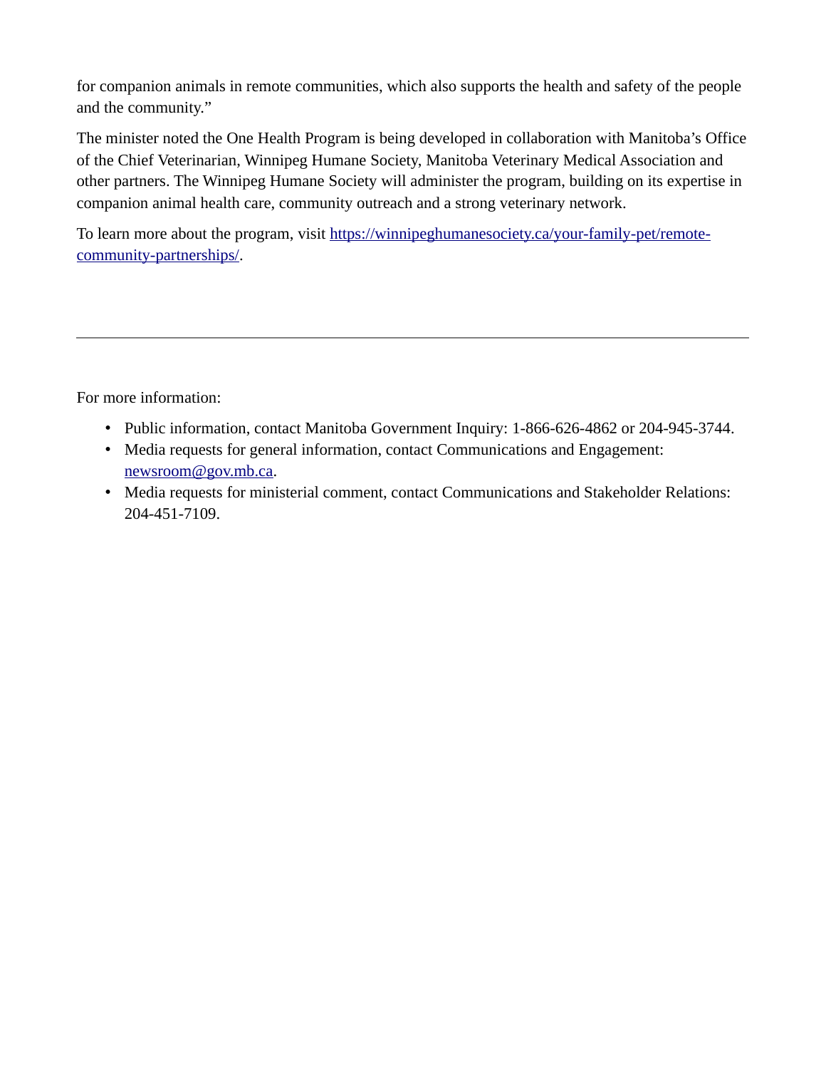for companion animals in remote communities, which also supports the health and safety of the people and the community."

The minister noted the One Health Program is being developed in collaboration with Manitoba's Office of the Chief Veterinarian, Winnipeg Humane Society, Manitoba Veterinary Medical Association and other partners. The Winnipeg Humane Society will administer the program, building on its expertise in companion animal health care, community outreach and a strong veterinary network.

To learn more about the program, visit https://winnipeghumanesociety.ca/your-family-pet/remote-community-partnerships/.

---

For more information:

- Public information, contact Manitoba Government Inquiry: 1-866-626-4862 or 204-945-3744.
- Media requests for general information, contact Communications and Engagement: newsroom@gov.mb.ca.
- Media requests for ministerial comment, contact Communications and Stakeholder Relations: 204-451-7109.